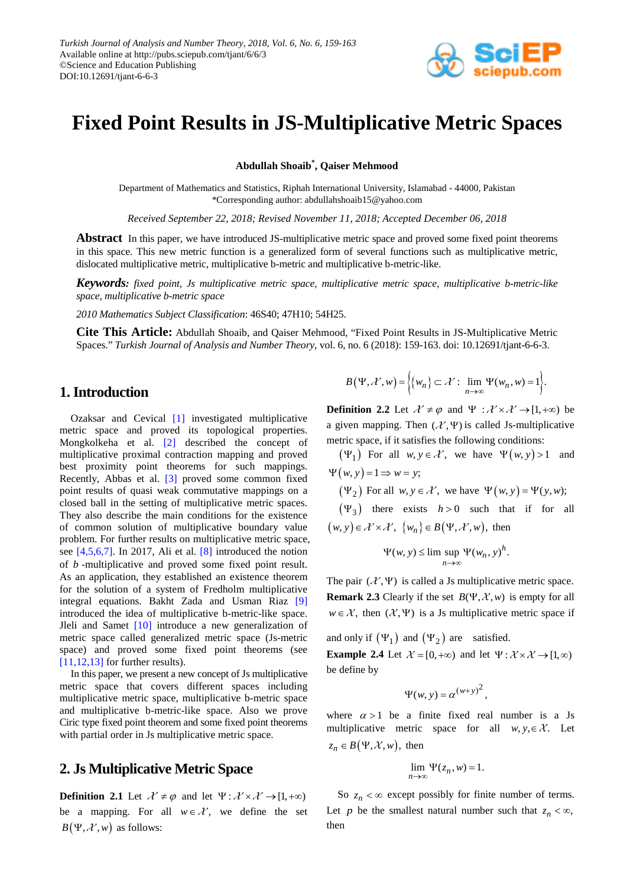# Fixed Point Results in JS-Multiplicative Metric Spaces

**Abdullah Shoaib*, Qaiser Mehmood**

Department of Mathematics and Statistics, Riphah International University, Islamabad - 44000, Pakistan
*Corresponding author: abdullahshoaib15@yahoo.com

*Received September 22, 2018; Revised November 11, 2018; Accepted December 06, 2018*

**Abstract** In this paper, we have introduced JS-multiplicative metric space and proved some fixed point theorems in this space. This new metric function is a generalized form of several functions such as multiplicative metric, dislocated multiplicative metric, multiplicative b-metric and multiplicative b-metric-like.

***Keywords:*** *fixed point, Js multiplicative metric space, multiplicative metric space, multiplicative b-metric-like space, multiplicative b-metric space*

*2010 Mathematics Subject Classification*: 46S40; 47H10; 54H25.

**Cite This Article:** Abdullah Shoaib, and Qaiser Mehmood, "Fixed Point Results in JS-Multiplicative Metric Spaces." *Turkish Journal of Analysis and Number Theory*, vol. 6, no. 6 (2018): 159-163. doi: 10.12691/tjant-6-6-3.

## 1. Introduction

Ozaksar and Cevical [1] investigated multiplicative metric space and proved its topological properties. Mongkolkeha et al. [2] described the concept of multiplicative proximal contraction mapping and proved best proximity point theorems for such mappings. Recently, Abbas et al. [3] proved some common fixed point results of quasi weak commutative mappings on a closed ball in the setting of multiplicative metric spaces. They also describe the main conditions for the existence of common solution of multiplicative boundary value problem. For further results on multiplicative metric space, see [4,5,6,7]. In 2017, Ali et al. [8] introduced the notion of $b$-multiplicative and proved some fixed point result. As an application, they established an existence theorem for the solution of a system of Fredholm multiplicative integral equations. Bakht Zada and Usman Riaz [9] introduced the idea of multiplicative b-metric-like space. Jleli and Samet [10] introduce a new generalization of metric space called generalized metric space (Js-metric space) and proved some fixed point theorems (see [11,12,13] for further results).

In this paper, we present a new concept of Js multiplicative metric space that covers different spaces including multiplicative metric space, multiplicative b-metric space and multiplicative b-metric-like space. Also we prove Ciric type fixed point theorem and some fixed point theorems with partial order in Js multiplicative metric space.

## 2. Js Multiplicative Metric Space

**Definition 2.1** Let $\mathcal{X} \neq \varphi$ and let $\Psi : \mathcal{X} \times \mathcal{X} \to [1, +\infty)$ be a mapping. For all $w \in \mathcal{X}$, we define the set $B(\Psi, \mathcal{X}, w)$ as follows:

$$B(\Psi, \mathcal{X}, w) = \left\{ \{w_n\} \subset \mathcal{X} : \lim_{n \to \infty} \Psi(w_n, w) = 1 \right\}.$$

**Definition 2.2** Let $\mathcal{X} \neq \varphi$ and $\Psi : \mathcal{X} \times \mathcal{X} \to [1, +\infty)$ be a given mapping. Then $(\mathcal{X}, \Psi)$ is called Js-multiplicative metric space, if it satisfies the following conditions:

$(\Psi_1)$ For all $w, y \in \mathcal{X}$, we have $\Psi(w, y) > 1$ and $\Psi(w, y) = 1 \Rightarrow w = y$;

$(\Psi_2)$ For all $w, y \in \mathcal{X}$, we have $\Psi(w, y) = \Psi(y, w)$;

$(\Psi_3)$ there exists $h > 0$ such that if for all $(w, y) \in \mathcal{X} \times \mathcal{X}$, $\{w_n\} \in B(\Psi, \mathcal{X}, w)$, then

$$\Psi(w, y) \leq \limsup_{n \to \infty} \Psi(w_n, y)^h.$$

The pair $(\mathcal{X}, \Psi)$ is called a Js multiplicative metric space.

**Remark 2.3** Clearly if the set $B(\Psi, \mathcal{X}, w)$ is empty for all $w \in \mathcal{X}$, then $(\mathcal{X}, \Psi)$ is a Js multiplicative metric space if and only if $(\Psi_1)$ and $(\Psi_2)$ are satisfied.

**Example 2.4** Let $\mathcal{X} = [0, +\infty)$ and let $\Psi : \mathcal{X} \times \mathcal{X} \to [1, \infty)$ be define by

$$\Psi(w, y) = \alpha^{(w+y)^2},$$

where $\alpha > 1$ be a finite fixed real number is a Js multiplicative metric space for all $w, y, \in \mathcal{X}$. Let $z_n \in B(\Psi, \mathcal{X}, w)$, then

$$\lim_{n \to \infty} \Psi(z_n, w) = 1.$$

So $z_n < \infty$ except possibly for finite number of terms. Let $p$ be the smallest natural number such that $z_n < \infty$, then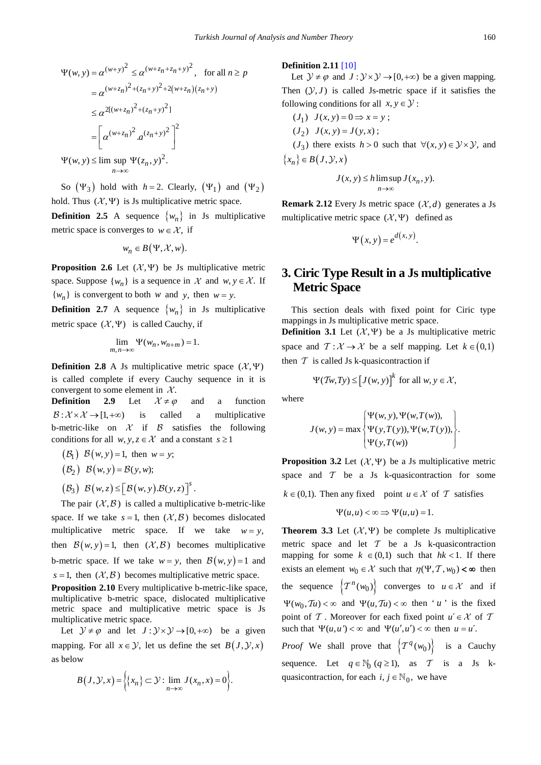$$
\begin{aligned}
\Psi(w,y) &= \alpha^{(w+y)^2} \le \alpha^{(w+z_n+z_n+y)^2}, \quad \text{for all } n \ge p \\
&= \alpha^{(w+z_n)^2+(z_n+y)^2+2(w+z_n)(z_n+y)} \\
&\le \alpha^{2[(w+z_n)^2+(z_n+y)^2]} \\
&= \left[ \alpha^{(w+z_n)^2} . a^{(z_n+y)^2} \right]^2 \\
\Psi(w,y) &\le \lim\sup_{n\to\infty} \Psi(z_n, y)^2.
\end{aligned}
$$

So $(\Psi_3)$ hold with $h=2$. Clearly, $(\Psi_1)$ and $(\Psi_2)$ hold. Thus $(\mathcal{X}, \Psi)$ is Js multiplicative metric space.

**Definition 2.5** A sequence $\{w_n\}$ in Js multiplicative metric space is converges to $w \in \mathcal{X}$, if

$$
w_n \in B(\Psi, \mathcal{X}, w).
$$

**Proposition 2.6** Let $(\mathcal{X}, \Psi)$ be Js multiplicative metric space. Suppose $\{w_n\}$ is a sequence in $\mathcal{X}$ and $w, y \in \mathcal{X}$. If $\{w_n\}$ is convergent to both $w$ and $y$, then $w = y$.

**Definition 2.7** A sequence $\{w_n\}$ in Js multiplicative metric space $(\mathcal{X}, \Psi)$ is called Cauchy, if

$$
\lim_{m,n\to\infty} \Psi(w_n, w_{n+m}) = 1.
$$

**Definition 2.8** A Js multiplicative metric space $(\mathcal{X}, \Psi)$ is called complete if every Cauchy sequence in it is convergent to some element in $\mathcal{X}$.

**Definition 2.9** Let $\mathcal{X} \ne \varphi$ and a function $\mathcal{B} : \mathcal{X} \times \mathcal{X} \to [1, +\infty)$ is called a multiplicative b-metric-like on $\mathcal{X}$ if $\mathcal{B}$ satisfies the following conditions for all $w, y, z \in \mathcal{X}$ and a constant $s \ge 1$

$(\mathcal{B}_1)$ $\mathcal{B}(w,y) = 1,$ then $w = y$;

$(\mathcal{B}_2)$ $\mathcal{B}(w,y) = \mathcal{B}(y,w)$;

$(\mathcal{B}_3)$ $\mathcal{B}(w,z) \le \left[\mathcal{B}(w,y).\mathcal{B}(y,z)\right]^s$.

The pair $(\mathcal{X}, \mathcal{B})$ is called a multiplicative b-metric-like space. If we take $s = 1$, then $(\mathcal{X}, \mathcal{B})$ becomes dislocated multiplicative metric space. If we take $w = y$, then $\mathcal{B}(w,y) = 1$, then $(\mathcal{X}, \mathcal{B})$ becomes multiplicative b-metric space. If we take $w = y$, then $\mathcal{B}(w,y) = 1$ and $s = 1$, then $(\mathcal{X}, \mathcal{B})$ becomes multiplicative metric space.

**Proposition 2.10** Every multiplicative b-metric-like space, multiplicative b-metric space, dislocated multiplicative metric space and multiplicative metric space is Js multiplicative metric space.

Let $\mathcal{Y} \ne \varphi$ and let $J : \mathcal{Y} \times \mathcal{Y} \to [0, +\infty)$ be a given mapping. For all $x \in \mathcal{Y}$, let us define the set $B(J, \mathcal{Y}, x)$ as below

$$
B(J, \mathcal{Y}, x) = \left\{ \{x_n\} \subset \mathcal{Y} : \lim_{n\to\infty} J(x_n, x) = 0 \right\}.
$$

**Definition 2.11** [10]

Let $\mathcal{Y} \ne \varphi$ and $J : \mathcal{Y} \times \mathcal{Y} \to [0, +\infty)$ be a given mapping. Then $(\mathcal{Y}, J)$ is called Js-metric space if it satisfies the following conditions for all $x, y \in \mathcal{Y}$:

$(J_1)$ $J(x,y) = 0 \Rightarrow x = y$;

$(J_2)$ $J(x,y) = J(y,x)$;

$(J_3)$ there exists $h > 0$ such that $\forall (x,y) \in \mathcal{Y} \times \mathcal{Y}$, and $\{x_n\} \in B(J, \mathcal{Y}, x)$

$$
J(x,y) \le h \limsup_{n\to\infty} J(x_n, y).
$$

**Remark 2.12** Every Js metric space $(\mathcal{X}, d)$ generates a Js multiplicative metric space $(\mathcal{X}, \Psi)$ defined as

$$
\Psi(x,y) = e^{d(x,y)}.
$$

## 3. Ciric Type Result in a Js multiplicative Metric Space

This section deals with fixed point for Ciric type mappings in Js multiplicative metric space.

**Definition 3.1** Let $(\mathcal{X}, \Psi)$ be a Js multiplicative metric space and $\mathcal{T} : \mathcal{X} \to \mathcal{X}$ be a self mapping. Let $k \in (0,1)$ then $\mathcal{T}$ is called Js k-quasicontraction if

$$
\Psi(\mathcal{T}w, \mathcal{T}y) \le \left[J(w,y)\right]^k \text{ for all } w, y \in \mathcal{X},
$$

where

$$
J(w,y) = \max \begin{Bmatrix} \Psi(w,y), \Psi(w, T(w)), \\ \Psi(y, T(y)), \Psi(w, T(y)), \\ \Psi(y, T(w)) \end{Bmatrix}.
$$

**Proposition 3.2** Let $(\mathcal{X}, \Psi)$ be a Js multiplicative metric space and $\mathcal{T}$ be a Js k-quasicontraction for some $k \in (0,1)$. Then any fixed point $u \in \mathcal{X}$ of $\mathcal{T}$ satisfies

$$
\Psi(u,u) < \infty \Rightarrow \Psi(u,u) = 1.
$$

**Theorem 3.3** Let $(\mathcal{X}, \Psi)$ be complete Js multiplicative metric space and let $\mathcal{T}$ be a Js k-quasicontraction mapping for some $k \in (0,1)$ such that $hk < 1$. If there exists an element $w_0 \in \mathcal{X}$ such that $\eta(\Psi, \mathcal{T}, w_0) < \infty$ then the sequence $\{\mathcal{T}^n(w_0)\}$ converges to $u \in \mathcal{X}$ and if $\Psi(w_0, \mathcal{T}u) < \infty$ and $\Psi(u, \mathcal{T}u) < \infty$ then '$u$' is the fixed point of $\mathcal{T}$. Moreover for each fixed point $u' \in \mathcal{X}$ of $\mathcal{T}$ such that $\Psi(u, u') < \infty$ and $\Psi(u', u') < \infty$ then $u = u'$.

*Proof* We shall prove that $\{\mathcal{T}^q(w_0)\}$ is a Cauchy sequence. Let $q \in \mathbb{N}_0$ $(q \ge 1)$, as $\mathcal{T}$ is a Js k-quasicontraction, for each $i, j \in \mathbb{N}_0$, we have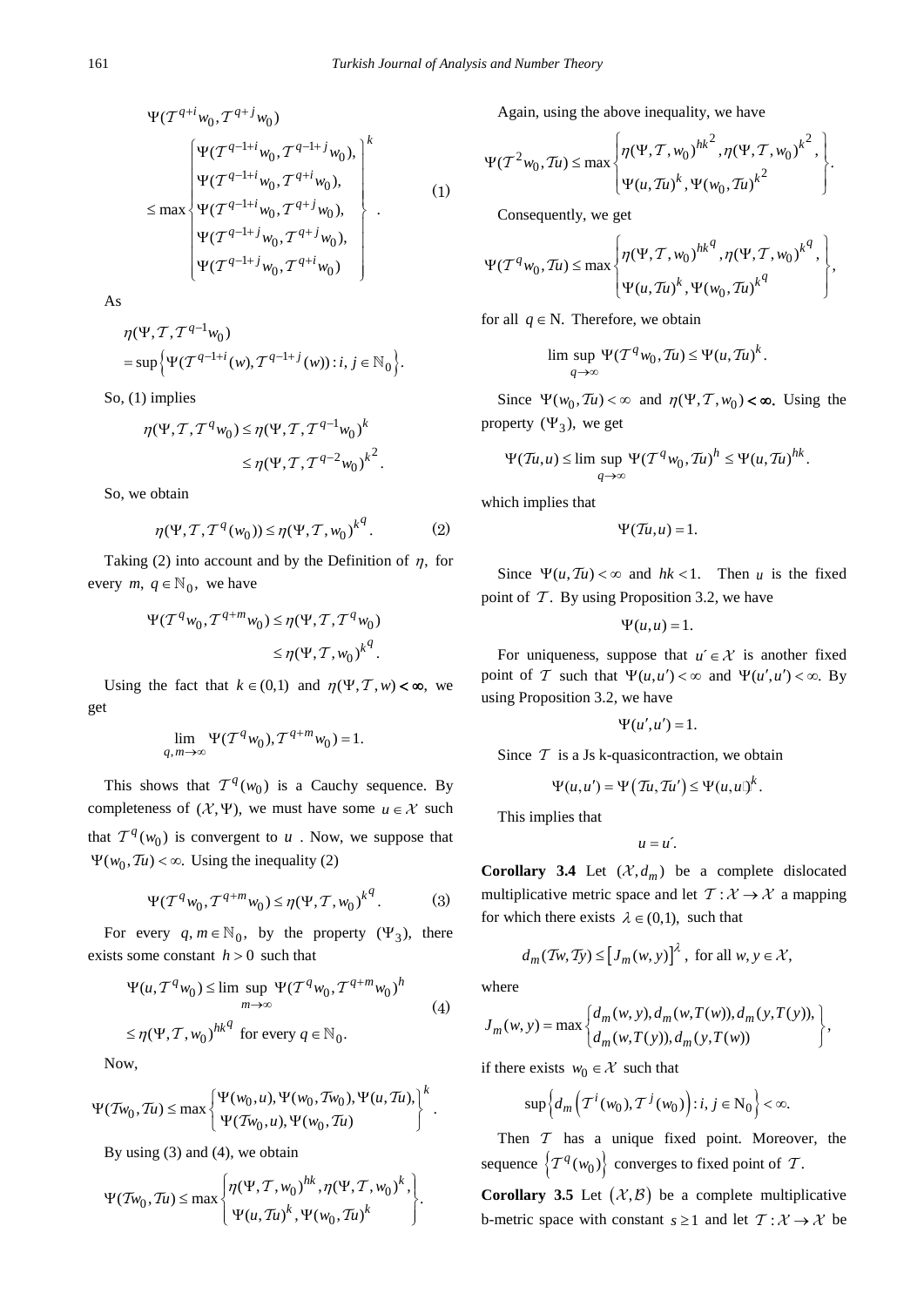$$\Psi(\mathcal{T}^{q+i}w_0, \mathcal{T}^{q+j}w_0) \leq \max\begin{Bmatrix} \Psi(\mathcal{T}^{q-1+i}w_0, \mathcal{T}^{q-1+j}w_0), \\ \Psi(\mathcal{T}^{q-1+i}w_0, \mathcal{T}^{q+i}w_0), \\ \Psi(\mathcal{T}^{q-1+i}w_0, \mathcal{T}^{q+j}w_0), \\ \Psi(\mathcal{T}^{q-1+j}w_0, \mathcal{T}^{q+j}w_0), \\ \Psi(\mathcal{T}^{q-1+j}w_0, \mathcal{T}^{q+i}w_0) \end{Bmatrix}^k. \tag{1}$$

As

$$\eta(\Psi, \mathcal{T}, \mathcal{T}^{q-1}w_0) = \sup\left\{\Psi(\mathcal{T}^{q-1+i}(w), \mathcal{T}^{q-1+j}(w)) : i, j \in \mathbb{N}_0\right\}.$$

So, (1) implies

$$\eta(\Psi, \mathcal{T}, \mathcal{T}^q w_0) \leq \eta(\Psi, \mathcal{T}, \mathcal{T}^{q-1}w_0)^k \leq \eta(\Psi, \mathcal{T}, \mathcal{T}^{q-2}w_0)^{k^2}.$$

So, we obtain

$$\eta(\Psi, \mathcal{T}, \mathcal{T}^q(w_0)) \leq \eta(\Psi, \mathcal{T}, w_0)^{k^q}. \tag{2}$$

Taking (2) into account and by the Definition of $\eta$, for every $m$, $q \in \mathbb{N}_0$, we have

$$\Psi(\mathcal{T}^q w_0, \mathcal{T}^{q+m}w_0) \leq \eta(\Psi, \mathcal{T}, \mathcal{T}^q w_0) \leq \eta(\Psi, \mathcal{T}, w_0)^{k^q}.$$

Using the fact that $k \in (0,1)$ and $\eta(\Psi, \mathcal{T}, w) < \infty$, we get

$$\lim_{q,m\to\infty} \Psi(\mathcal{T}^q w_0), \mathcal{T}^{q+m}w_0) = 1.$$

This shows that $\mathcal{T}^q(w_0)$ is a Cauchy sequence. By completeness of $(\mathcal{X}, \Psi)$, we must have some $u \in \mathcal{X}$ such that $\mathcal{T}^q(w_0)$ is convergent to $u$. Now, we suppose that $\Psi(w_0, \mathcal{T}u) < \infty$. Using the inequality (2)

$$\Psi(\mathcal{T}^q w_0, \mathcal{T}^{q+m}w_0) \leq \eta(\Psi, \mathcal{T}, w_0)^{k^q}. \tag{3}$$

For every $q, m \in \mathbb{N}_0$, by the property $(\Psi_3)$, there exists some constant $h > 0$ such that

$$\begin{aligned} \Psi(u, \mathcal{T}^q w_0) &\leq \lim\sup_{m\to\infty} \Psi(\mathcal{T}^q w_0, \mathcal{T}^{q+m}w_0)^h \\ &\leq \eta(\Psi, \mathcal{T}, w_0)^{hk^q} \text{ for every } q \in \mathbb{N}_0. \end{aligned} \tag{4}$$

Now,

$$\Psi(\mathcal{T}w_0, \mathcal{T}u) \leq \max\begin{Bmatrix} \Psi(w_0, u), \Psi(w_0, \mathcal{T}w_0), \Psi(u, \mathcal{T}u), \\ \Psi(\mathcal{T}w_0, u), \Psi(w_0, \mathcal{T}u) \end{Bmatrix}^k.$$

By using (3) and (4), we obtain

$$\Psi(\mathcal{T}w_0, \mathcal{T}u) \leq \max\begin{Bmatrix} \eta(\Psi, \mathcal{T}, w_0)^{hk}, \eta(\Psi, \mathcal{T}, w_0)^k, \\ \Psi(u, \mathcal{T}u)^k, \Psi(w_0, \mathcal{T}u)^k \end{Bmatrix}.$$

Again, using the above inequality, we have

$$\Psi(\mathcal{T}^2 w_0, \mathcal{T}u) \leq \max\begin{Bmatrix} \eta(\Psi, \mathcal{T}, w_0)^{hk^2}, \eta(\Psi, \mathcal{T}, w_0)^{k^2}, \\ \Psi(u, \mathcal{T}u)^k, \Psi(w_0, \mathcal{T}u)^{k^2} \end{Bmatrix}.$$

Consequently, we get

$$\Psi(\mathcal{T}^q w_0, \mathcal{T}u) \leq \max\begin{Bmatrix} \eta(\Psi, \mathcal{T}, w_0)^{hk^q}, \eta(\Psi, \mathcal{T}, w_0)^{k^q}, \\ \Psi(u, \mathcal{T}u)^k, \Psi(w_0, \mathcal{T}u)^{k^q} \end{Bmatrix},$$

for all $q \in \mathbb{N}$. Therefore, we obtain

$$\lim\sup_{q\to\infty} \Psi(\mathcal{T}^q w_0, \mathcal{T}u) \leq \Psi(u, \mathcal{T}u)^k.$$

Since $\Psi(w_0, \mathcal{T}u) < \infty$ and $\eta(\Psi, \mathcal{T}, w_0) < \infty$. Using the property $(\Psi_3)$, we get

$$\Psi(\mathcal{T}u, u) \leq \lim\sup_{q\to\infty} \Psi(\mathcal{T}^q w_0, \mathcal{T}u)^h \leq \Psi(u, \mathcal{T}u)^{hk}.$$

which implies that

$$\Psi(\mathcal{T}u, u) = 1.$$

Since $\Psi(u, \mathcal{T}u) < \infty$ and $hk < 1$. Then $u$ is the fixed point of $\mathcal{T}$. By using Proposition 3.2, we have

$$\Psi(u, u) = 1.$$

For uniqueness, suppose that $u' \in \mathcal{X}$ is another fixed point of $\mathcal{T}$ such that $\Psi(u, u') < \infty$ and $\Psi(u', u') < \infty$. By using Proposition 3.2, we have

$$\Psi(u', u') = 1.$$

Since $\mathcal{T}$ is a Js k-quasicontraction, we obtain

$$\Psi(u, u') = \Psi\left(\mathcal{T}u, \mathcal{T}u'\right) \leq \Psi(u, u')^k.$$

This implies that

$$u = u'.$$

**Corollary 3.4** Let $(\mathcal{X}, d_m)$ be a complete dislocated multiplicative metric space and let $\mathcal{T} : \mathcal{X} \to \mathcal{X}$ a mapping for which there exists $\lambda \in (0,1)$, such that

$$d_m(\mathcal{T}w, \mathcal{T}y) \leq \left[J_m(w, y)\right]^\lambda, \text{ for all } w, y \in \mathcal{X},$$

where

$$J_m(w, y) = \max\begin{Bmatrix} d_m(w, y), d_m(w, T(w)), d_m(y, T(y)), \\ d_m(w, T(y)), d_m(y, T(w)) \end{Bmatrix},$$

if there exists $w_0 \in \mathcal{X}$ such that

$$\sup\left\{d_m\left(\mathcal{T}^i(w_0), \mathcal{T}^j(w_0)\right) : i, j \in \mathrm{N}_0\right\} < \infty.$$

Then $\mathcal{T}$ has a unique fixed point. Moreover, the sequence $\left\{\mathcal{T}^q(w_0)\right\}$ converges to fixed point of $\mathcal{T}$.

**Corollary 3.5** Let $(\mathcal{X}, \mathcal{B})$ be a complete multiplicative b-metric space with constant $s \geq 1$ and let $\mathcal{T} : \mathcal{X} \to \mathcal{X}$ be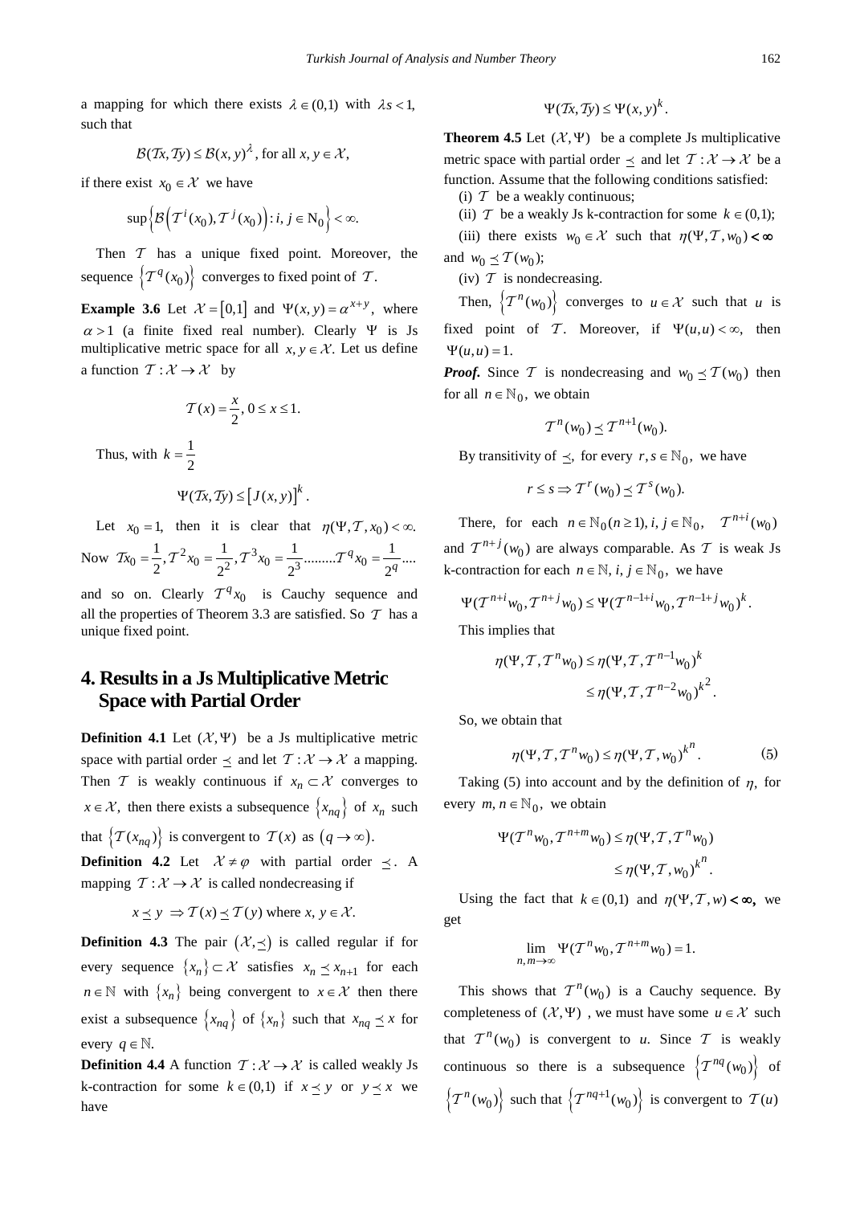a mapping for which there exists $\lambda \in (0,1)$ with $\lambda s < 1$, such that

$$\mathcal{B}(\mathcal{T}x, \mathcal{T}y) \leq \mathcal{B}(x, y)^{\lambda}, \text{ for all } x, y \in \mathcal{X},$$

if there exist $x_0 \in \mathcal{X}$ we have

$$\sup\left\{\mathcal{B}\left(\mathcal{T}^i(x_0), \mathcal{T}^j(x_0)\right) : i, j \in \mathrm{N}_0\right\} < \infty.$$

Then $\mathcal{T}$ has a unique fixed point. Moreover, the sequence $\left\{\mathcal{T}^q(x_0)\right\}$ converges to fixed point of $\mathcal{T}$.

**Example 3.6** Let $\mathcal{X} = [0,1]$ and $\Psi(x, y) = \alpha^{x+y}$, where $\alpha > 1$ (a finite fixed real number). Clearly $\Psi$ is Js multiplicative metric space for all $x, y \in \mathcal{X}$. Let us define a function $\mathcal{T} : \mathcal{X} \to \mathcal{X}$ by

$$\mathcal{T}(x) = \frac{x}{2}, \ 0 \leq x \leq 1.$$

Thus, with $k = \dfrac{1}{2}$

$$\Psi(\mathcal{T}x, \mathcal{T}y) \leq \left[J(x, y)\right]^k.$$

Let $x_0 = 1$, then it is clear that $\eta(\Psi, \mathcal{T}, x_0) < \infty$. Now $\mathcal{T}x_0 = \dfrac{1}{2}, \mathcal{T}^2 x_0 = \dfrac{1}{2^2}, \mathcal{T}^3 x_0 = \dfrac{1}{2^3} .........\mathcal{T}^q x_0 = \dfrac{1}{2^q}....$ and so on. Clearly $\mathcal{T}^q x_0$ is Cauchy sequence and all the properties of Theorem 3.3 are satisfied. So $\mathcal{T}$ has a unique fixed point.

# 4. Results in a Js Multiplicative Metric Space with Partial Order

**Definition 4.1** Let $(\mathcal{X}, \Psi)$ be a Js multiplicative metric space with partial order $\preceq$ and let $\mathcal{T} : \mathcal{X} \to \mathcal{X}$ a mapping. Then $\mathcal{T}$ is weakly continuous if $x_n \subset \mathcal{X}$ converges to $x \in \mathcal{X}$, then there exists a subsequence $\left\{x_{nq}\right\}$ of $x_n$ such that $\left\{\mathcal{T}(x_{nq})\right\}$ is convergent to $\mathcal{T}(x)$ as $(q \to \infty)$.

**Definition 4.2** Let $\mathcal{X} \neq \varphi$ with partial order $\preceq$. A mapping $\mathcal{T} : \mathcal{X} \to \mathcal{X}$ is called nondecreasing if

$$x \preceq y \ \Rightarrow \mathcal{T}(x) \preceq \mathcal{T}(y) \text{ where } x, y \in \mathcal{X}.$$

**Definition 4.3** The pair $(\mathcal{X}, \preceq)$ is called regular if for every sequence $\{x_n\} \subset \mathcal{X}$ satisfies $x_n \preceq x_{n+1}$ for each $n \in \mathbb{N}$ with $\{x_n\}$ being convergent to $x \in \mathcal{X}$ then there exist a subsequence $\left\{x_{nq}\right\}$ of $\{x_n\}$ such that $x_{nq} \preceq x$ for every $q \in \mathbb{N}$.

**Definition 4.4** A function $\mathcal{T} : \mathcal{X} \to \mathcal{X}$ is called weakly Js k-contraction for some $k \in (0,1)$ if $x \preceq y$ or $y \preceq x$ we have

$$\Psi(\mathcal{T}x, \mathcal{T}y) \leq \Psi(x, y)^k.$$

**Theorem 4.5** Let $(\mathcal{X}, \Psi)$ be a complete Js multiplicative metric space with partial order $\preceq$ and let $\mathcal{T} : \mathcal{X} \to \mathcal{X}$ be a function. Assume that the following conditions satisfied:

(i) $\mathcal{T}$ be a weakly continuous;

(ii) $\mathcal{T}$ be a weakly Js k-contraction for some $k \in (0,1)$;

(iii) there exists $w_0 \in \mathcal{X}$ such that $\eta(\Psi, \mathcal{T}, w_0) < \infty$ and $w_0 \preceq \mathcal{T}(w_0)$;

(iv) $\mathcal{T}$ is nondecreasing.

Then, $\left\{\mathcal{T}^n(w_0)\right\}$ converges to $u \in \mathcal{X}$ such that $u$ is fixed point of $\mathcal{T}$. Moreover, if $\Psi(u, u) < \infty$, then $\Psi(u, u) = 1$.

***Proof.*** Since $\mathcal{T}$ is nondecreasing and $w_0 \preceq \mathcal{T}(w_0)$ then for all $n \in \mathbb{N}_0$, we obtain

$$\mathcal{T}^n(w_0) \preceq \mathcal{T}^{n+1}(w_0).$$

By transitivity of $\preceq$, for every $r, s \in \mathbb{N}_0$, we have

$$r \leq s \Rightarrow \mathcal{T}^r(w_0) \preceq \mathcal{T}^s(w_0).$$

There, for each $n \in \mathbb{N}_0 (n \geq 1), i, j \in \mathbb{N}_0$, $\mathcal{T}^{n+i}(w_0)$ and $\mathcal{T}^{n+j}(w_0)$ are always comparable. As $\mathcal{T}$ is weak Js k-contraction for each $n \in \mathbb{N}, i, j \in \mathbb{N}_0$, we have

$$\Psi(\mathcal{T}^{n+i} w_0, \mathcal{T}^{n+j} w_0) \leq \Psi(\mathcal{T}^{n-1+i} w_0, \mathcal{T}^{n-1+j} w_0)^k.$$

This implies that

$$\eta(\Psi, \mathcal{T}, \mathcal{T}^n w_0) \leq \eta(\Psi, \mathcal{T}, \mathcal{T}^{n-1} w_0)^k$$
$$\leq \eta(\Psi, \mathcal{T}, \mathcal{T}^{n-2} w_0)^{k^2}.$$

So, we obtain that

$$\eta(\Psi, \mathcal{T}, \mathcal{T}^n w_0) \leq \eta(\Psi, \mathcal{T}, w_0)^{k^n}. \tag{5}$$

Taking (5) into account and by the definition of $\eta$, for every $m, n \in \mathbb{N}_0$, we obtain

$$\Psi(\mathcal{T}^n w_0, \mathcal{T}^{n+m} w_0) \leq \eta(\Psi, \mathcal{T}, \mathcal{T}^n w_0)$$
$$\leq \eta(\Psi, \mathcal{T}, w_0)^{k^n}.$$

Using the fact that $k \in (0,1)$ and $\eta(\Psi, \mathcal{T}, w) < \infty$, we get

$$\lim_{n, m \to \infty} \Psi(\mathcal{T}^n w_0, \mathcal{T}^{n+m} w_0) = 1.$$

This shows that $\mathcal{T}^n(w_0)$ is a Cauchy sequence. By completeness of $(\mathcal{X}, \Psi)$, we must have some $u \in \mathcal{X}$ such that $\mathcal{T}^n(w_0)$ is convergent to $u$. Since $\mathcal{T}$ is weakly continuous so there is a subsequence $\left\{\mathcal{T}^{nq}(w_0)\right\}$ of $\left\{\mathcal{T}^n(w_0)\right\}$ such that $\left\{\mathcal{T}^{nq+1}(w_0)\right\}$ is convergent to $\mathcal{T}(u)$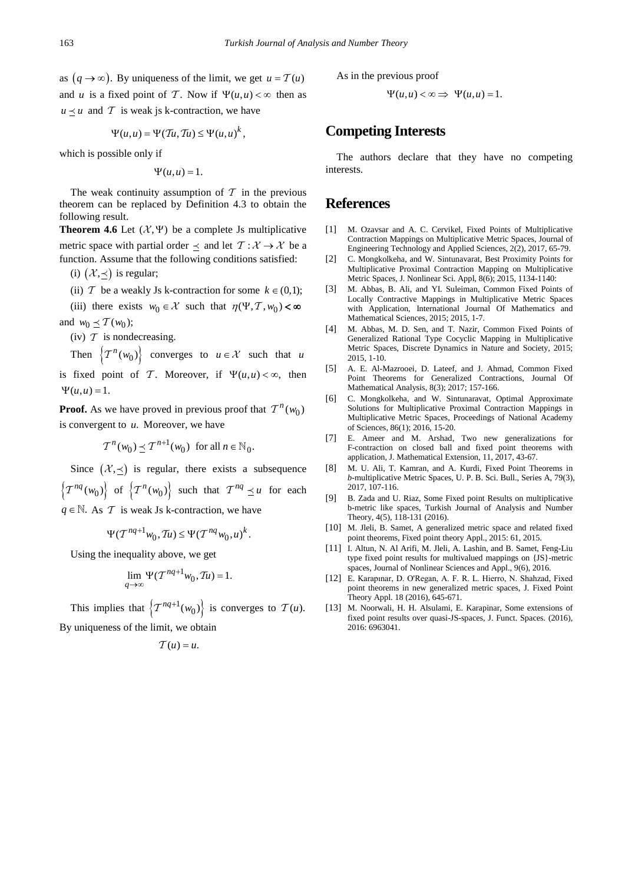as $(q \to \infty)$. By uniqueness of the limit, we get $u = \mathcal{T}(u)$ and $u$ is a fixed point of $\mathcal{T}$. Now if $\Psi(u,u) < \infty$ then as $u \preceq u$ and $\mathcal{T}$ is weak js k-contraction, we have

$$\Psi(u,u) = \Psi(\mathcal{T}u, \mathcal{T}u) \leq \Psi(u,u)^k,$$

which is possible only if

$$\Psi(u,u) = 1.$$

The weak continuity assumption of $\mathcal{T}$ in the previous theorem can be replaced by Definition 4.3 to obtain the following result.

**Theorem 4.6** Let $(\mathcal{X}, \Psi)$ be a complete Js multiplicative metric space with partial order $\preceq$ and let $\mathcal{T} : \mathcal{X} \to \mathcal{X}$ be a function. Assume that the following conditions satisfied:

(i) $(\mathcal{X}, \preceq)$ is regular;

(ii) $\mathcal{T}$ be a weakly Js k-contraction for some $k \in (0,1)$;

(iii) there exists $w_0 \in \mathcal{X}$ such that $\eta(\Psi, \mathcal{T}, w_0) < \infty$ and $w_0 \preceq \mathcal{T}(w_0)$;

(iv) $\mathcal{T}$ is nondecreasing.

Then $\{\mathcal{T}^n(w_0)\}$ converges to $u \in \mathcal{X}$ such that $u$ is fixed point of $\mathcal{T}$. Moreover, if $\Psi(u,u) < \infty$, then $\Psi(u,u) = 1$.

**Proof.** As we have proved in previous proof that $\mathcal{T}^n(w_0)$ is convergent to $u$. Moreover, we have

$$\mathcal{T}^n(w_0) \preceq \mathcal{T}^{n+1}(w_0) \text{ for all } n \in \mathbb{N}_0.$$

Since $(\mathcal{X}, \preceq)$ is regular, there exists a subsequence $\{\mathcal{T}^{nq}(w_0)\}$ of $\{\mathcal{T}^n(w_0)\}$ such that $\mathcal{T}^{nq} \preceq u$ for each $q \in \mathbb{N}$. As $\mathcal{T}$ is weak Js k-contraction, we have

$$\Psi(\mathcal{T}^{nq+1} w_0, \mathcal{T}u) \leq \Psi(\mathcal{T}^{nq} w_0, u)^k.$$

Using the inequality above, we get

$$\lim_{q \to \infty} \Psi(\mathcal{T}^{nq+1} w_0, \mathcal{T}u) = 1.$$

This implies that $\{\mathcal{T}^{nq+1}(w_0)\}$ is converges to $\mathcal{T}(u)$. By uniqueness of the limit, we obtain

$$\mathcal{T}(u) = u.$$

As in the previous proof

$$\Psi(u,u) < \infty \Rightarrow \Psi(u,u) = 1.$$

## Competing Interests

The authors declare that they have no competing interests.

## References

[1] M. Ozavsar and A. C. Cervikel, Fixed Points of Multiplicative Contraction Mappings on Multiplicative Metric Spaces, Journal of Engineering Technology and Applied Sciences, 2(2), 2017, 65-79.

[2] C. Mongkolkeha, and W. Sintunavarat, Best Proximity Points for Multiplicative Proximal Contraction Mapping on Multiplicative Metric Spaces, J. Nonlinear Sci. Appl, 8(6); 2015, 1134-1140:

[3] M. Abbas, B. Ali, and YI. Suleiman, Common Fixed Points of Locally Contractive Mappings in Multiplicative Metric Spaces with Application, International Journal Of Mathematics and Mathematical Sciences, 2015; 2015, 1-7.

[4] M. Abbas, M. D. Sen, and T. Nazir, Common Fixed Points of Generalized Rational Type Cocyclic Mapping in Multiplicative Metric Spaces, Discrete Dynamics in Nature and Society, 2015; 2015, 1-10.

[5] A. E. Al-Mazrooei, D. Lateef, and J. Ahmad, Common Fixed Point Theorems for Generalized Contractions, Journal Of Mathematical Analysis, 8(3); 2017; 157-166.

[6] C. Mongkolkeha, and W. Sintunaravat, Optimal Approximate Solutions for Multiplicative Proximal Contraction Mappings in Multiplicative Metric Spaces, Proceedings of National Academy of Sciences, 86(1); 2016, 15-20.

[7] E. Ameer and M. Arshad, Two new generalizations for F-contraction on closed ball and fixed point theorems with application, J. Mathematical Extension, 11, 2017, 43-67.

[8] M. U. Ali, T. Kamran, and A. Kurdi, Fixed Point Theorems in *b*-multiplicative Metric Spaces, U. P. B. Sci. Bull., Series A, 79(3), 2017, 107-116.

[9] B. Zada and U. Riaz, Some Fixed point Results on multiplicative b-metric like spaces, Turkish Journal of Analysis and Number Theory, 4(5), 118-131 (2016).

[10] M. Jleli, B. Samet, A generalized metric space and related fixed point theorems, Fixed point theory Appl., 2015: 61, 2015.

[11] I. Altun, N. Al Arifi, M. Jleli, A. Lashin, and B. Samet, Feng-Liu type fixed point results for multivalued mappings on {JS}-metric spaces, Journal of Nonlinear Sciences and Appl., 9(6), 2016.

[12] E. Karapınar, D. O'Regan, A. F. R. L. Hierro, N. Shahzad, Fixed point theorems in new generalized metric spaces, J. Fixed Point Theory Appl. 18 (2016), 645-671.

[13] M. Noorwali, H. H. Alsulami, E. Karapinar, Some extensions of fixed point results over quasi-JS-spaces, J. Funct. Spaces. (2016), 2016: 6963041.